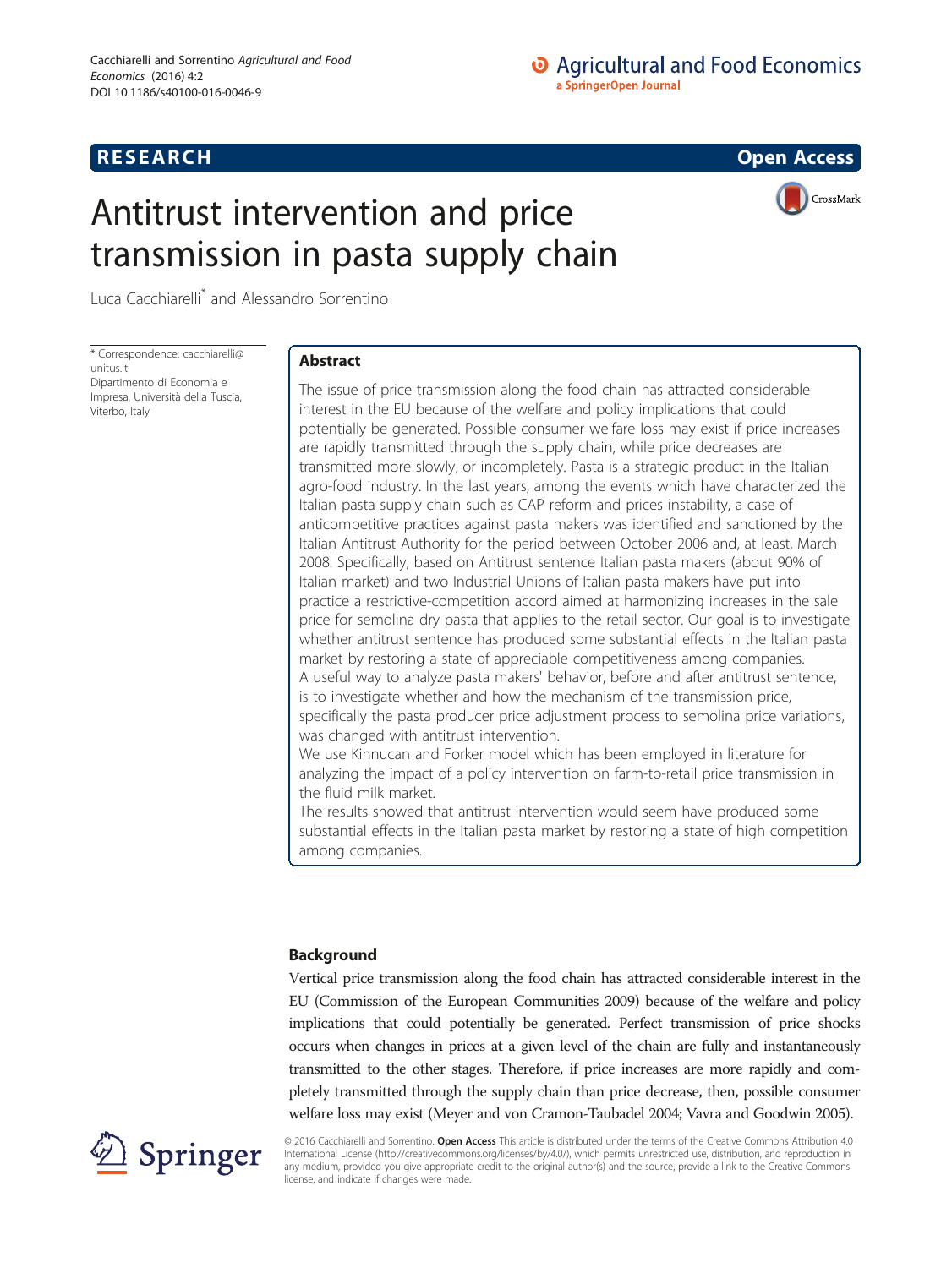RESEARCH | Open Access

# Antitrust intervention and price transmission in pasta supply chain

Luca Cacchiarelli* and Alessandro Sorrentino

\* Correspondence: cacchiarelli@unitus.it
Dipartimento di Economia e Impresa, Università della Tuscia, Viterbo, Italy

## Abstract

The issue of price transmission along the food chain has attracted considerable interest in the EU because of the welfare and policy implications that could potentially be generated. Possible consumer welfare loss may exist if price increases are rapidly transmitted through the supply chain, while price decreases are transmitted more slowly, or incompletely. Pasta is a strategic product in the Italian agro-food industry. In the last years, among the events which have characterized the Italian pasta supply chain such as CAP reform and prices instability, a case of anticompetitive practices against pasta makers was identified and sanctioned by the Italian Antitrust Authority for the period between October 2006 and, at least, March 2008. Specifically, based on Antitrust sentence Italian pasta makers (about 90% of Italian market) and two Industrial Unions of Italian pasta makers have put into practice a restrictive-competition accord aimed at harmonizing increases in the sale price for semolina dry pasta that applies to the retail sector. Our goal is to investigate whether antitrust sentence has produced some substantial effects in the Italian pasta market by restoring a state of appreciable competitiveness among companies.

A useful way to analyze pasta makers' behavior, before and after antitrust sentence, is to investigate whether and how the mechanism of the transmission price, specifically the pasta producer price adjustment process to semolina price variations, was changed with antitrust intervention.

We use Kinnucan and Forker model which has been employed in literature for analyzing the impact of a policy intervention on farm-to-retail price transmission in the fluid milk market.

The results showed that antitrust intervention would seem have produced some substantial effects in the Italian pasta market by restoring a state of high competition among companies.

## Background

Vertical price transmission along the food chain has attracted considerable interest in the EU (Commission of the European Communities 2009) because of the welfare and policy implications that could potentially be generated. Perfect transmission of price shocks occurs when changes in prices at a given level of the chain are fully and instantaneously transmitted to the other stages. Therefore, if price increases are more rapidly and completely transmitted through the supply chain than price decrease, then, possible consumer welfare loss may exist (Meyer and von Cramon-Taubadel 2004; Vavra and Goodwin 2005).

© 2016 Cacchiarelli and Sorrentino. **Open Access** This article is distributed under the terms of the Creative Commons Attribution 4.0 International License (http://creativecommons.org/licenses/by/4.0/), which permits unrestricted use, distribution, and reproduction in any medium, provided you give appropriate credit to the original author(s) and the source, provide a link to the Creative Commons license, and indicate if changes were made.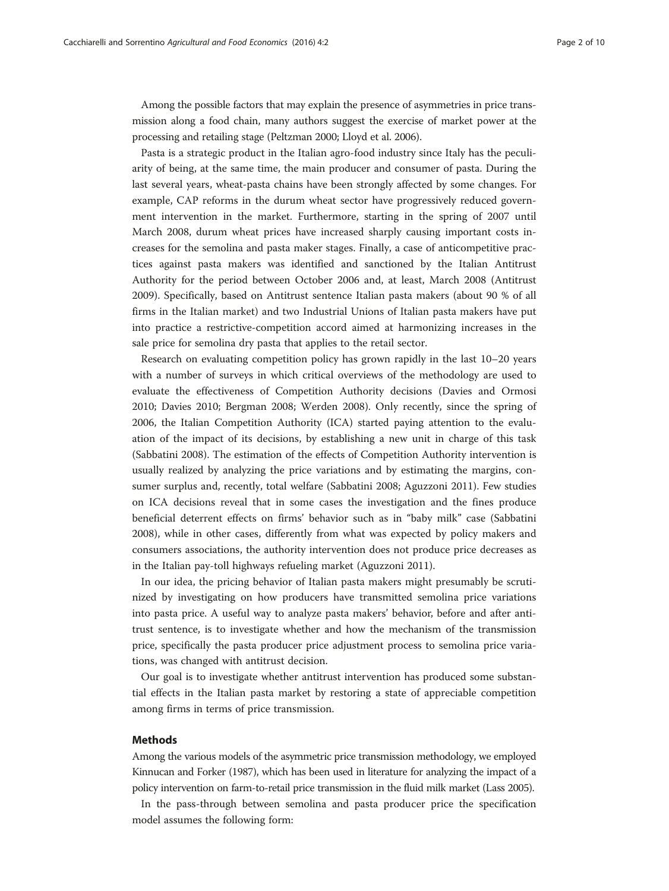Among the possible factors that may explain the presence of asymmetries in price transmission along a food chain, many authors suggest the exercise of market power at the processing and retailing stage (Peltzman 2000; Lloyd et al. 2006).

Pasta is a strategic product in the Italian agro-food industry since Italy has the peculiarity of being, at the same time, the main producer and consumer of pasta. During the last several years, wheat-pasta chains have been strongly affected by some changes. For example, CAP reforms in the durum wheat sector have progressively reduced government intervention in the market. Furthermore, starting in the spring of 2007 until March 2008, durum wheat prices have increased sharply causing important costs increases for the semolina and pasta maker stages. Finally, a case of anticompetitive practices against pasta makers was identified and sanctioned by the Italian Antitrust Authority for the period between October 2006 and, at least, March 2008 (Antitrust 2009). Specifically, based on Antitrust sentence Italian pasta makers (about 90 % of all firms in the Italian market) and two Industrial Unions of Italian pasta makers have put into practice a restrictive-competition accord aimed at harmonizing increases in the sale price for semolina dry pasta that applies to the retail sector.

Research on evaluating competition policy has grown rapidly in the last 10–20 years with a number of surveys in which critical overviews of the methodology are used to evaluate the effectiveness of Competition Authority decisions (Davies and Ormosi 2010; Davies 2010; Bergman 2008; Werden 2008). Only recently, since the spring of 2006, the Italian Competition Authority (ICA) started paying attention to the evaluation of the impact of its decisions, by establishing a new unit in charge of this task (Sabbatini 2008). The estimation of the effects of Competition Authority intervention is usually realized by analyzing the price variations and by estimating the margins, consumer surplus and, recently, total welfare (Sabbatini 2008; Aguzzoni 2011). Few studies on ICA decisions reveal that in some cases the investigation and the fines produce beneficial deterrent effects on firms' behavior such as in "baby milk" case (Sabbatini 2008), while in other cases, differently from what was expected by policy makers and consumers associations, the authority intervention does not produce price decreases as in the Italian pay-toll highways refueling market (Aguzzoni 2011).

In our idea, the pricing behavior of Italian pasta makers might presumably be scrutinized by investigating on how producers have transmitted semolina price variations into pasta price. A useful way to analyze pasta makers' behavior, before and after antitrust sentence, is to investigate whether and how the mechanism of the transmission price, specifically the pasta producer price adjustment process to semolina price variations, was changed with antitrust decision.

Our goal is to investigate whether antitrust intervention has produced some substantial effects in the Italian pasta market by restoring a state of appreciable competition among firms in terms of price transmission.

## Methods

Among the various models of the asymmetric price transmission methodology, we employed Kinnucan and Forker (1987), which has been used in literature for analyzing the impact of a policy intervention on farm-to-retail price transmission in the fluid milk market (Lass 2005).

In the pass-through between semolina and pasta producer price the specification model assumes the following form: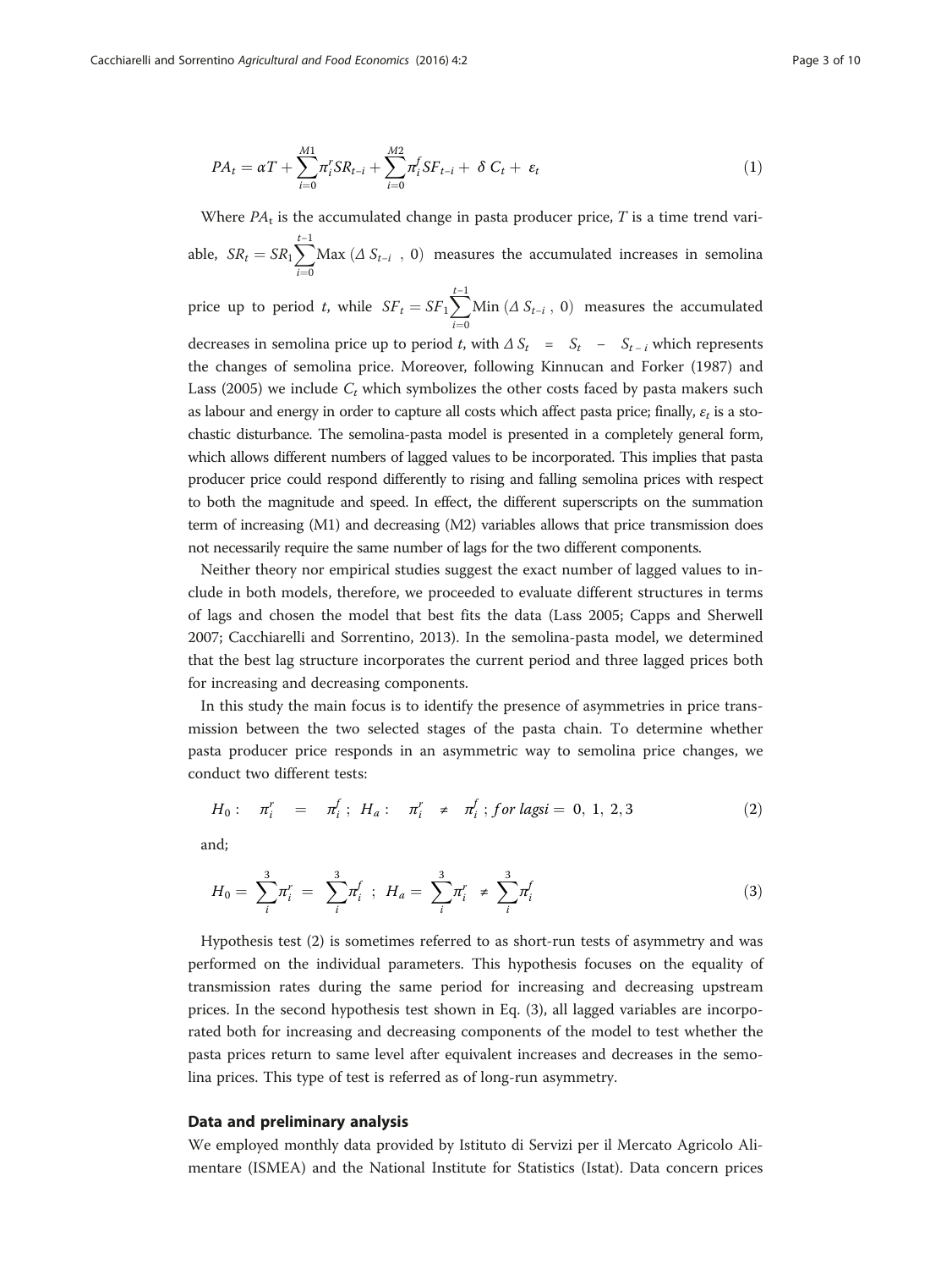$$PA_t = \alpha T + \sum_{i=0}^{M1} \pi_i^r SR_{t-i} + \sum_{i=0}^{M2} \pi_i^f SF_{t-i} + \delta C_t + \varepsilon_t \tag{1}$$

Where $PA_t$ is the accumulated change in pasta producer price, $T$ is a time trend variable, $SR_t = SR_1 \sum_{i=0}^{t-1} \text{Max}\,(\Delta S_{t-i}\;,\;0)$ measures the accumulated increases in semolina price up to period $t$, while $SF_t = SF_1 \sum_{i=0}^{t-1} \text{Min}\,(\Delta S_{t-i}\;,\;0)$ measures the accumulated decreases in semolina price up to period $t$, with $\Delta S_t \;=\; S_t \;-\; S_{t-i}$ which represents the changes of semolina price. Moreover, following Kinnucan and Forker (1987) and Lass (2005) we include $C_t$ which symbolizes the other costs faced by pasta makers such as labour and energy in order to capture all costs which affect pasta price; finally, $\varepsilon_t$ is a stochastic disturbance. The semolina-pasta model is presented in a completely general form, which allows different numbers of lagged values to be incorporated. This implies that pasta producer price could respond differently to rising and falling semolina prices with respect to both the magnitude and speed. In effect, the different superscripts on the summation term of increasing (M1) and decreasing (M2) variables allows that price transmission does not necessarily require the same number of lags for the two different components.

Neither theory nor empirical studies suggest the exact number of lagged values to include in both models, therefore, we proceeded to evaluate different structures in terms of lags and chosen the model that best fits the data (Lass 2005; Capps and Sherwell 2007; Cacchiarelli and Sorrentino, 2013). In the semolina-pasta model, we determined that the best lag structure incorporates the current period and three lagged prices both for increasing and decreasing components.

In this study the main focus is to identify the presence of asymmetries in price transmission between the two selected stages of the pasta chain. To determine whether pasta producer price responds in an asymmetric way to semolina price changes, we conduct two different tests:

$$H_0: \quad \pi_i^r \quad = \quad \pi_i^f\;;\; H_a: \quad \pi_i^r \quad \neq \quad \pi_i^f\;;\; for\; lags\, i = \;0,\;1,\;2,3 \tag{2}$$

and;

$$H_0 = \;\sum_{i}^{3} \pi_i^r \;=\; \sum_{i}^{3} \pi_i^f\;\;;\; H_a = \;\sum_{i}^{3} \pi_i^r \;\neq\; \sum_{i}^{3} \pi_i^f \tag{3}$$

Hypothesis test (2) is sometimes referred to as short-run tests of asymmetry and was performed on the individual parameters. This hypothesis focuses on the equality of transmission rates during the same period for increasing and decreasing upstream prices. In the second hypothesis test shown in Eq. (3), all lagged variables are incorporated both for increasing and decreasing components of the model to test whether the pasta prices return to same level after equivalent increases and decreases in the semolina prices. This type of test is referred as of long-run asymmetry.

## Data and preliminary analysis

We employed monthly data provided by Istituto di Servizi per il Mercato Agricolo Alimentare (ISMEA) and the National Institute for Statistics (Istat). Data concern prices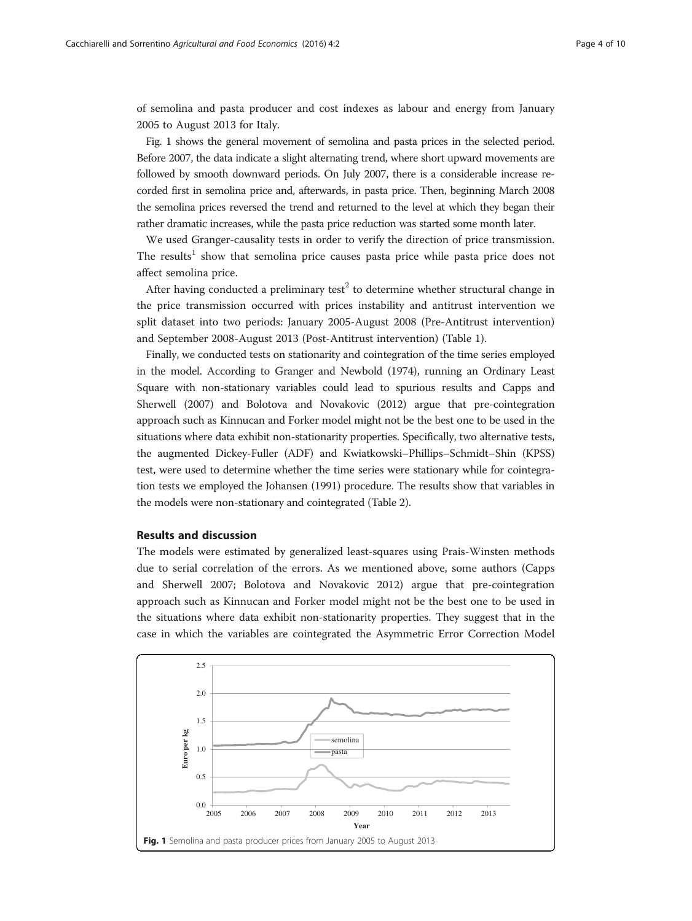of semolina and pasta producer and cost indexes as labour and energy from January 2005 to August 2013 for Italy.

Fig. 1 shows the general movement of semolina and pasta prices in the selected period. Before 2007, the data indicate a slight alternating trend, where short upward movements are followed by smooth downward periods. On July 2007, there is a considerable increase recorded first in semolina price and, afterwards, in pasta price. Then, beginning March 2008 the semolina prices reversed the trend and returned to the level at which they began their rather dramatic increases, while the pasta price reduction was started some month later.

We used Granger-causality tests in order to verify the direction of price transmission. The results[1] show that semolina price causes pasta price while pasta price does not affect semolina price.

After having conducted a preliminary test[2] to determine whether structural change in the price transmission occurred with prices instability and antitrust intervention we split dataset into two periods: January 2005-August 2008 (Pre-Antitrust intervention) and September 2008-August 2013 (Post-Antitrust intervention) (Table 1).

Finally, we conducted tests on stationarity and cointegration of the time series employed in the model. According to Granger and Newbold (1974), running an Ordinary Least Square with non-stationary variables could lead to spurious results and Capps and Sherwell (2007) and Bolotova and Novakovic (2012) argue that pre-cointegration approach such as Kinnucan and Forker model might not be the best one to be used in the situations where data exhibit non-stationarity properties. Specifically, two alternative tests, the augmented Dickey-Fuller (ADF) and Kwiatkowski–Phillips–Schmidt–Shin (KPSS) test, were used to determine whether the time series were stationary while for cointegration tests we employed the Johansen (1991) procedure. The results show that variables in the models were non-stationary and cointegrated (Table 2).

## Results and discussion

The models were estimated by generalized least-squares using Prais-Winsten methods due to serial correlation of the errors. As we mentioned above, some authors (Capps and Sherwell 2007; Bolotova and Novakovic 2012) argue that pre-cointegration approach such as Kinnucan and Forker model might not be the best one to be used in the situations where data exhibit non-stationarity properties. They suggest that in the case in which the variables are cointegrated the Asymmetric Error Correction Model

**Fig. 1** Semolina and pasta producer prices from January 2005 to August 2013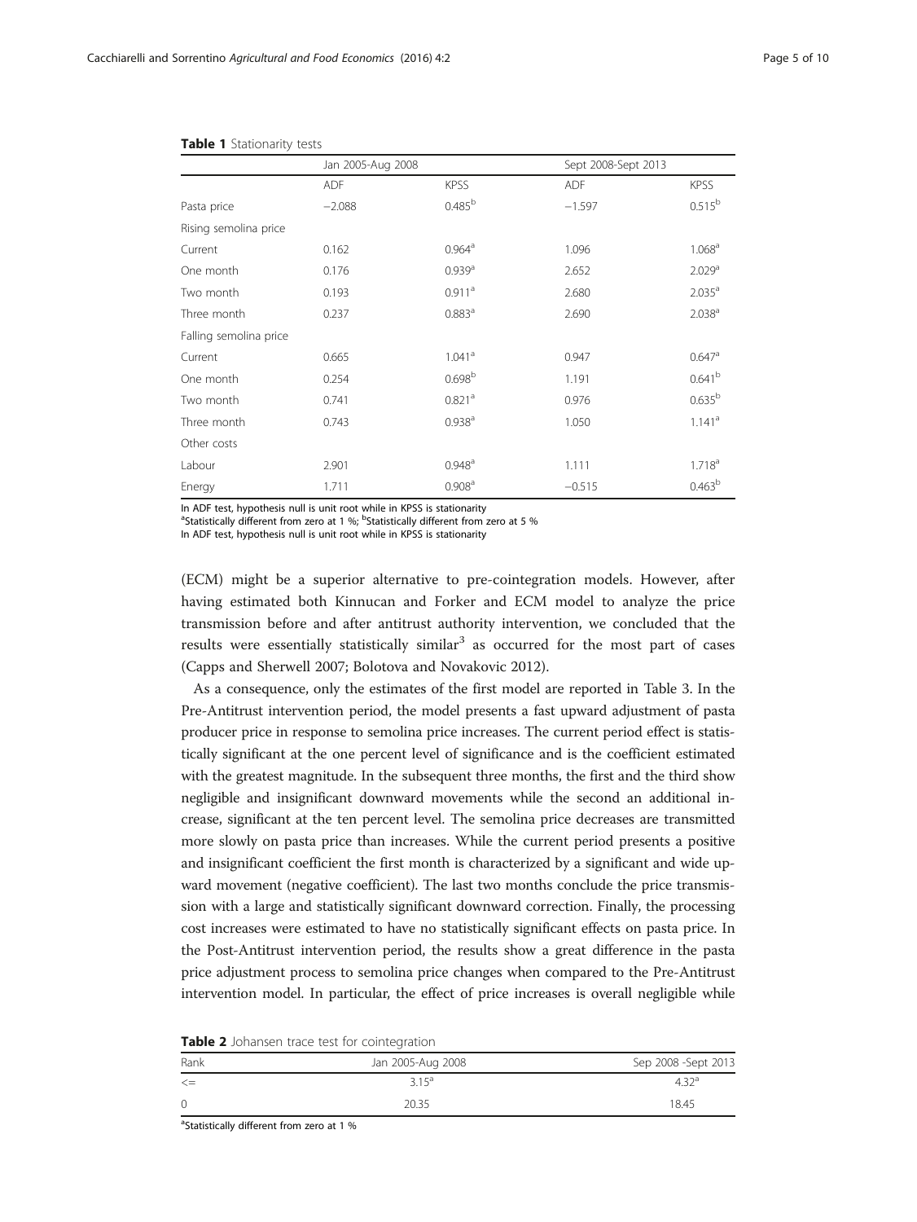**Table 1** Stationarity tests

| | Jan 2005-Aug 2008 | | Sept 2008-Sept 2013 | |
|---|---|---|---|---|
| | ADF | KPSS | ADF | KPSS |
| Pasta price | −2.088 | 0.485[b] | −1.597 | 0.515[b] |
| Rising semolina price | | | | |
| Current | 0.162 | 0.964[a] | 1.096 | 1.068[a] |
| One month | 0.176 | 0.939[a] | 2.652 | 2.029[a] |
| Two month | 0.193 | 0.911[a] | 2.680 | 2.035[a] |
| Three month | 0.237 | 0.883[a] | 2.690 | 2.038[a] |
| Falling semolina price | | | | |
| Current | 0.665 | 1.041[a] | 0.947 | 0.647[a] |
| One month | 0.254 | 0.698[b] | 1.191 | 0.641[b] |
| Two month | 0.741 | 0.821[a] | 0.976 | 0.635[b] |
| Three month | 0.743 | 0.938[a] | 1.050 | 1.141[a] |
| Other costs | | | | |
| Labour | 2.901 | 0.948[a] | 1.111 | 1.718[a] |
| Energy | 1.711 | 0.908[a] | −0.515 | 0.463[b] |

In ADF test, hypothesis null is unit root while in KPSS is stationarity
[a]Statistically different from zero at 1 %; [b]Statistically different from zero at 5 %
In ADF test, hypothesis null is unit root while in KPSS is stationarity

(ECM) might be a superior alternative to pre-cointegration models. However, after having estimated both Kinnucan and Forker and ECM model to analyze the price transmission before and after antitrust authority intervention, we concluded that the results were essentially statistically similar[3] as occurred for the most part of cases (Capps and Sherwell 2007; Bolotova and Novakovic 2012).

As a consequence, only the estimates of the first model are reported in Table 3. In the Pre-Antitrust intervention period, the model presents a fast upward adjustment of pasta producer price in response to semolina price increases. The current period effect is statistically significant at the one percent level of significance and is the coefficient estimated with the greatest magnitude. In the subsequent three months, the first and the third show negligible and insignificant downward movements while the second an additional increase, significant at the ten percent level. The semolina price decreases are transmitted more slowly on pasta price than increases. While the current period presents a positive and insignificant coefficient the first month is characterized by a significant and wide upward movement (negative coefficient). The last two months conclude the price transmission with a large and statistically significant downward correction. Finally, the processing cost increases were estimated to have no statistically significant effects on pasta price. In the Post-Antitrust intervention period, the results show a great difference in the pasta price adjustment process to semolina price changes when compared to the Pre-Antitrust intervention model. In particular, the effect of price increases is overall negligible while

**Table 2** Johansen trace test for cointegration

| Rank | Jan 2005-Aug 2008 | Sep 2008 -Sept 2013 |
|---|---|---|
| <= | 3.15[a] | 4.32[a] |
| 0 | 20.35 | 18.45 |

[a]Statistically different from zero at 1 %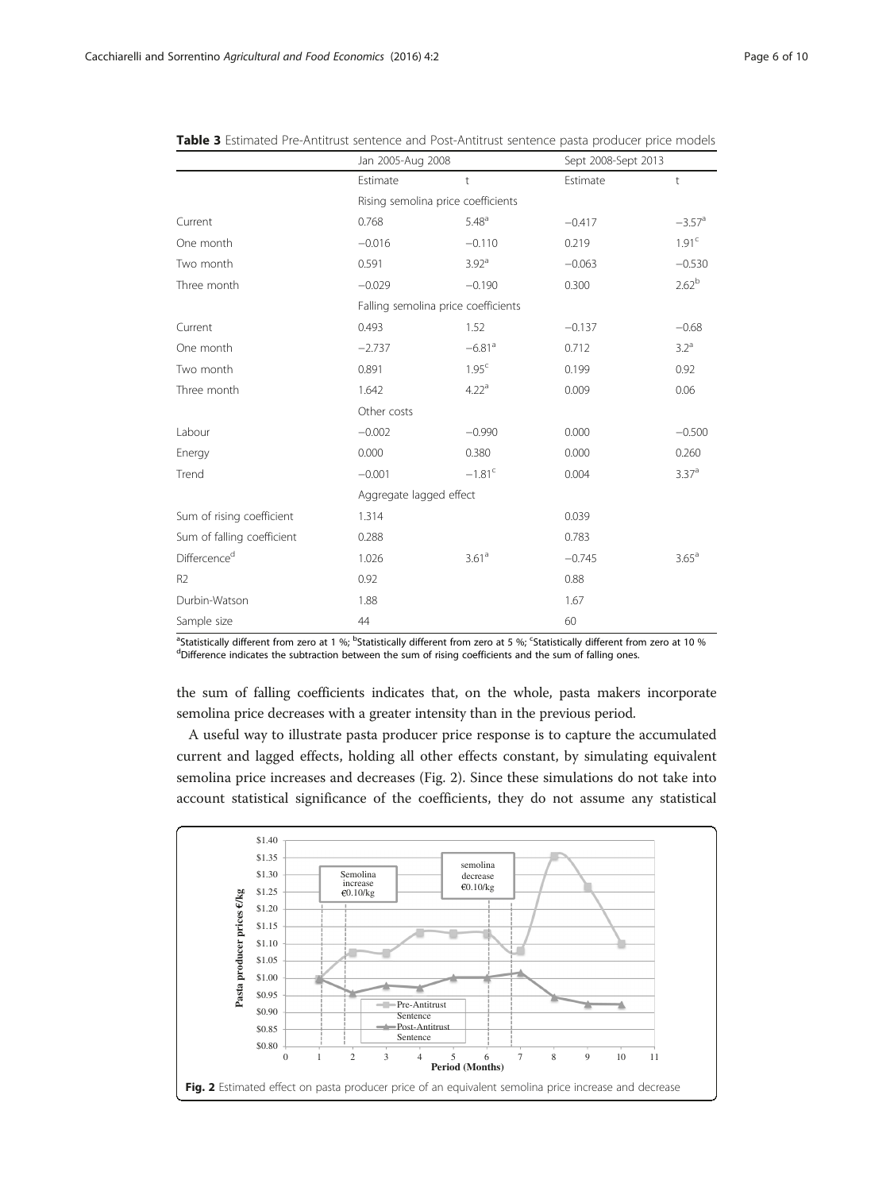**Table 3** Estimated Pre-Antitrust sentence and Post-Antitrust sentence pasta producer price models

| | Jan 2005-Aug 2008 | | Sept 2008-Sept 2013 | |
|---|---|---|---|---|
| | Estimate | t | Estimate | t |
| | Rising semolina price coefficients | | | |
| Current | 0.768 | 5.48[a] | −0.417 | −3.57[a] |
| One month | −0.016 | −0.110 | 0.219 | 1.91[c] |
| Two month | 0.591 | 3.92[a] | −0.063 | −0.530 |
| Three month | −0.029 | −0.190 | 0.300 | 2.62[b] |
| | Falling semolina price coefficients | | | |
| Current | 0.493 | 1.52 | −0.137 | −0.68 |
| One month | −2.737 | −6.81[a] | 0.712 | 3.2[a] |
| Two month | 0.891 | 1.95[c] | 0.199 | 0.92 |
| Three month | 1.642 | 4.22[a] | 0.009 | 0.06 |
| | Other costs | | | |
| Labour | −0.002 | −0.990 | 0.000 | −0.500 |
| Energy | 0.000 | 0.380 | 0.000 | 0.260 |
| Trend | −0.001 | −1.81[c] | 0.004 | 3.37[a] |
| | Aggregate lagged effect | | | |
| Sum of rising coefficient | 1.314 | | 0.039 | |
| Sum of falling coefficient | 0.288 | | 0.783 | |
| Differcence[d] | 1.026 | 3.61[a] | −0.745 | 3.65[a] |
| R2 | 0.92 | | 0.88 | |
| Durbin-Watson | 1.88 | | 1.67 | |
| Sample size | 44 | | 60 | |

[a]Statistically different from zero at 1 %; [b]Statistically different from zero at 5 %; [c]Statistically different from zero at 10 %
[d]Difference indicates the subtraction between the sum of rising coefficients and the sum of falling ones.

the sum of falling coefficients indicates that, on the whole, pasta makers incorporate semolina price decreases with a greater intensity than in the previous period.

A useful way to illustrate pasta producer price response is to capture the accumulated current and lagged effects, holding all other effects constant, by simulating equivalent semolina price increases and decreases (Fig. 2). Since these simulations do not take into account statistical significance of the coefficients, they do not assume any statistical

Fig. 2 Estimated effect on pasta producer price of an equivalent semolina price increase and decrease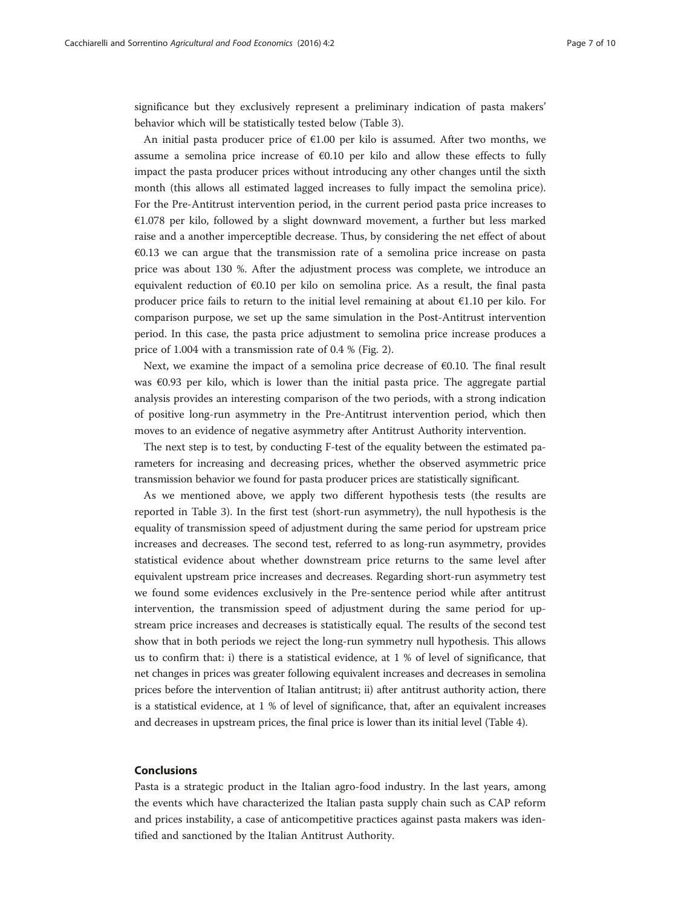significance but they exclusively represent a preliminary indication of pasta makers' behavior which will be statistically tested below (Table 3).

An initial pasta producer price of €1.00 per kilo is assumed. After two months, we assume a semolina price increase of €0.10 per kilo and allow these effects to fully impact the pasta producer prices without introducing any other changes until the sixth month (this allows all estimated lagged increases to fully impact the semolina price). For the Pre-Antitrust intervention period, in the current period pasta price increases to €1.078 per kilo, followed by a slight downward movement, a further but less marked raise and a another imperceptible decrease. Thus, by considering the net effect of about €0.13 we can argue that the transmission rate of a semolina price increase on pasta price was about 130 %. After the adjustment process was complete, we introduce an equivalent reduction of €0.10 per kilo on semolina price. As a result, the final pasta producer price fails to return to the initial level remaining at about €1.10 per kilo. For comparison purpose, we set up the same simulation in the Post-Antitrust intervention period. In this case, the pasta price adjustment to semolina price increase produces a price of 1.004 with a transmission rate of 0.4 % (Fig. 2).

Next, we examine the impact of a semolina price decrease of €0.10. The final result was €0.93 per kilo, which is lower than the initial pasta price. The aggregate partial analysis provides an interesting comparison of the two periods, with a strong indication of positive long-run asymmetry in the Pre-Antitrust intervention period, which then moves to an evidence of negative asymmetry after Antitrust Authority intervention.

The next step is to test, by conducting F-test of the equality between the estimated parameters for increasing and decreasing prices, whether the observed asymmetric price transmission behavior we found for pasta producer prices are statistically significant.

As we mentioned above, we apply two different hypothesis tests (the results are reported in Table 3). In the first test (short-run asymmetry), the null hypothesis is the equality of transmission speed of adjustment during the same period for upstream price increases and decreases. The second test, referred to as long-run asymmetry, provides statistical evidence about whether downstream price returns to the same level after equivalent upstream price increases and decreases. Regarding short-run asymmetry test we found some evidences exclusively in the Pre-sentence period while after antitrust intervention, the transmission speed of adjustment during the same period for upstream price increases and decreases is statistically equal. The results of the second test show that in both periods we reject the long-run symmetry null hypothesis. This allows us to confirm that: i) there is a statistical evidence, at 1 % of level of significance, that net changes in prices was greater following equivalent increases and decreases in semolina prices before the intervention of Italian antitrust; ii) after antitrust authority action, there is a statistical evidence, at 1 % of level of significance, that, after an equivalent increases and decreases in upstream prices, the final price is lower than its initial level (Table 4).

## Conclusions

Pasta is a strategic product in the Italian agro-food industry. In the last years, among the events which have characterized the Italian pasta supply chain such as CAP reform and prices instability, a case of anticompetitive practices against pasta makers was identified and sanctioned by the Italian Antitrust Authority.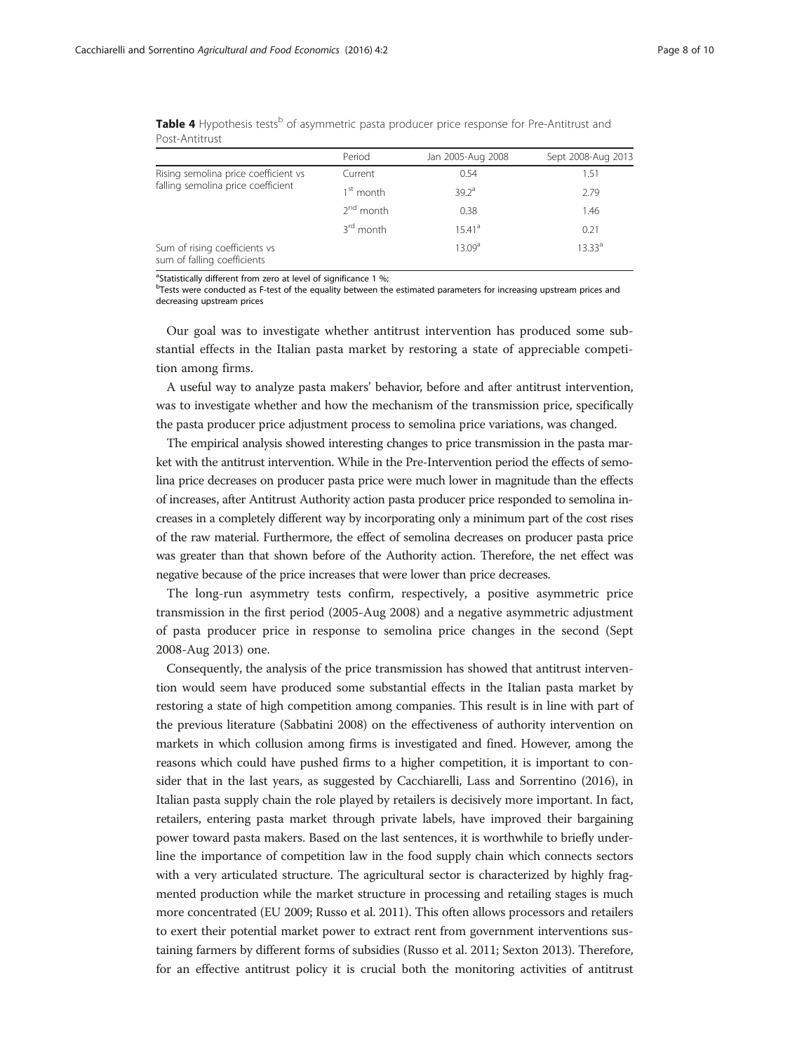**Table 4** Hypothesis tests[b] of asymmetric pasta producer price response for Pre-Antitrust and Post-Antitrust

| | Period | Jan 2005-Aug 2008 | Sept 2008-Aug 2013 |
|---|---|---|---|
| Rising semolina price coefficient vs falling semolina price coefficient | Current | 0.54 | 1.51 |
| | 1st month | 39.2[a] | 2.79 |
| | 2nd month | 0.38 | 1.46 |
| | 3rd month | 15.41[a] | 0.21 |
| Sum of rising coefficients vs sum of falling coefficients | | 13.09[a] | 13.33[a] |

[a]Statistically different from zero at level of significance 1 %;
[b]Tests were conducted as F-test of the equality between the estimated parameters for increasing upstream prices and decreasing upstream prices

Our goal was to investigate whether antitrust intervention has produced some substantial effects in the Italian pasta market by restoring a state of appreciable competition among firms.

A useful way to analyze pasta makers' behavior, before and after antitrust intervention, was to investigate whether and how the mechanism of the transmission price, specifically the pasta producer price adjustment process to semolina price variations, was changed.

The empirical analysis showed interesting changes to price transmission in the pasta market with the antitrust intervention. While in the Pre-Intervention period the effects of semolina price decreases on producer pasta price were much lower in magnitude than the effects of increases, after Antitrust Authority action pasta producer price responded to semolina increases in a completely different way by incorporating only a minimum part of the cost rises of the raw material. Furthermore, the effect of semolina decreases on producer pasta price was greater than that shown before of the Authority action. Therefore, the net effect was negative because of the price increases that were lower than price decreases.

The long-run asymmetry tests confirm, respectively, a positive asymmetric price transmission in the first period (2005-Aug 2008) and a negative asymmetric adjustment of pasta producer price in response to semolina price changes in the second (Sept 2008-Aug 2013) one.

Consequently, the analysis of the price transmission has showed that antitrust intervention would seem have produced some substantial effects in the Italian pasta market by restoring a state of high competition among companies. This result is in line with part of the previous literature (Sabbatini 2008) on the effectiveness of authority intervention on markets in which collusion among firms is investigated and fined. However, among the reasons which could have pushed firms to a higher competition, it is important to consider that in the last years, as suggested by Cacchiarelli, Lass and Sorrentino (2016), in Italian pasta supply chain the role played by retailers is decisively more important. In fact, retailers, entering pasta market through private labels, have improved their bargaining power toward pasta makers. Based on the last sentences, it is worthwhile to briefly underline the importance of competition law in the food supply chain which connects sectors with a very articulated structure. The agricultural sector is characterized by highly fragmented production while the market structure in processing and retailing stages is much more concentrated (EU 2009; Russo et al. 2011). This often allows processors and retailers to exert their potential market power to extract rent from government interventions sustaining farmers by different forms of subsidies (Russo et al. 2011; Sexton 2013). Therefore, for an effective antitrust policy it is crucial both the monitoring activities of antitrust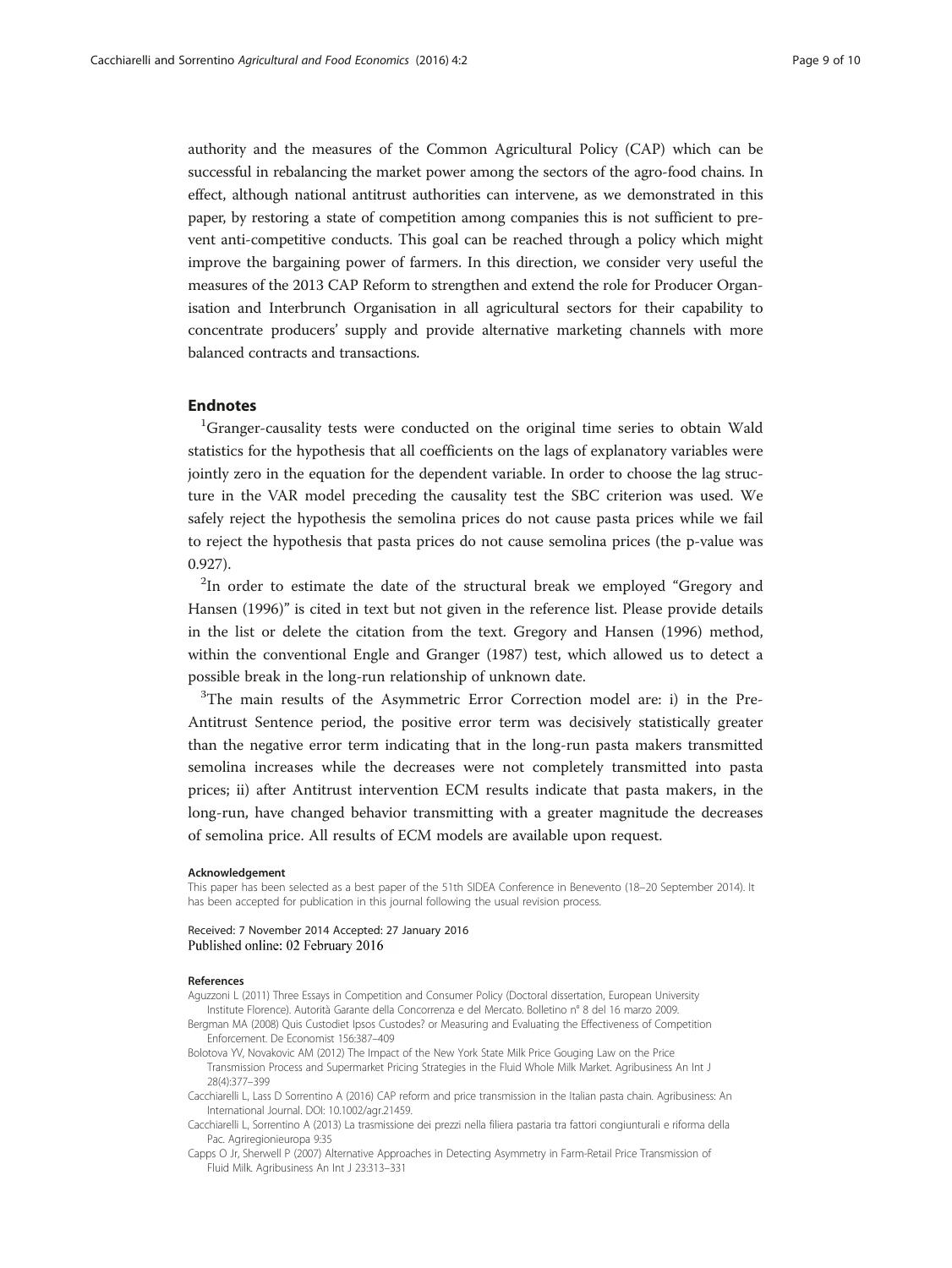authority and the measures of the Common Agricultural Policy (CAP) which can be successful in rebalancing the market power among the sectors of the agro-food chains. In effect, although national antitrust authorities can intervene, as we demonstrated in this paper, by restoring a state of competition among companies this is not sufficient to prevent anti-competitive conducts. This goal can be reached through a policy which might improve the bargaining power of farmers. In this direction, we consider very useful the measures of the 2013 CAP Reform to strengthen and extend the role for Producer Organisation and Interbrunch Organisation in all agricultural sectors for their capability to concentrate producers' supply and provide alternative marketing channels with more balanced contracts and transactions.

## Endnotes

[1]Granger-causality tests were conducted on the original time series to obtain Wald statistics for the hypothesis that all coefficients on the lags of explanatory variables were jointly zero in the equation for the dependent variable. In order to choose the lag structure in the VAR model preceding the causality test the SBC criterion was used. We safely reject the hypothesis the semolina prices do not cause pasta prices while we fail to reject the hypothesis that pasta prices do not cause semolina prices (the p-value was 0.927).

[2]In order to estimate the date of the structural break we employed "Gregory and Hansen (1996)" is cited in text but not given in the reference list. Please provide details in the list or delete the citation from the text. Gregory and Hansen (1996) method, within the conventional Engle and Granger (1987) test, which allowed us to detect a possible break in the long-run relationship of unknown date.

[3]The main results of the Asymmetric Error Correction model are: i) in the Pre-Antitrust Sentence period, the positive error term was decisively statistically greater than the negative error term indicating that in the long-run pasta makers transmitted semolina increases while the decreases were not completely transmitted into pasta prices; ii) after Antitrust intervention ECM results indicate that pasta makers, in the long-run, have changed behavior transmitting with a greater magnitude the decreases of semolina price. All results of ECM models are available upon request.

#### Acknowledgement

This paper has been selected as a best paper of the 51th SIDEA Conference in Benevento (18–20 September 2014). It has been accepted for publication in this journal following the usual revision process.

Received: 7 November 2014 Accepted: 27 January 2016
Published online: 02 February 2016

#### References

Aguzzoni L (2011) Three Essays in Competition and Consumer Policy (Doctoral dissertation, European University Institute Florence). Autorità Garante della Concorrenza e del Mercato. Bolletino n° 8 del 16 marzo 2009.

Bergman MA (2008) Quis Custodiet Ipsos Custodes? or Measuring and Evaluating the Effectiveness of Competition Enforcement. De Economist 156:387–409

Bolotova YV, Novakovic AM (2012) The Impact of the New York State Milk Price Gouging Law on the Price Transmission Process and Supermarket Pricing Strategies in the Fluid Whole Milk Market. Agribusiness An Int J 28(4):377–399

Cacchiarelli L, Lass D Sorrentino A (2016) CAP reform and price transmission in the Italian pasta chain. Agribusiness: An International Journal. DOI: 10.1002/agr.21459.

Cacchiarelli L, Sorrentino A (2013) La trasmissione dei prezzi nella filiera pastaria tra fattori congiunturali e riforma della Pac. Agriregionieuropa 9:35

Capps O Jr, Sherwell P (2007) Alternative Approaches in Detecting Asymmetry in Farm-Retail Price Transmission of Fluid Milk. Agribusiness An Int J 23:313–331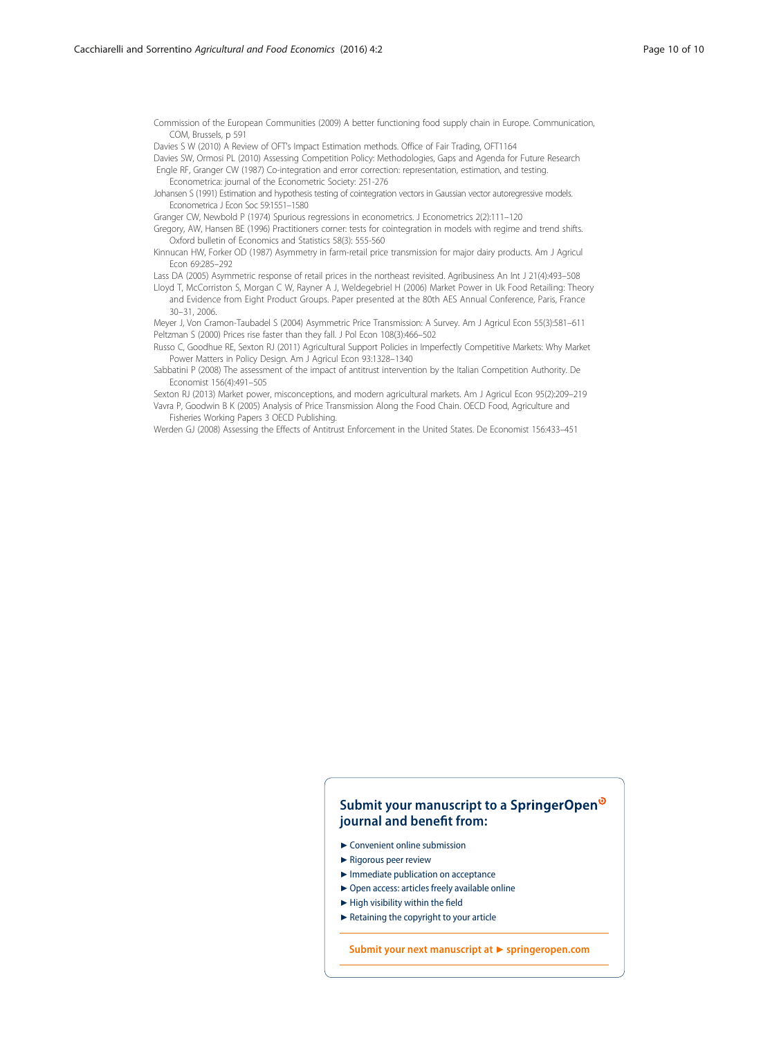Commission of the European Communities (2009) A better functioning food supply chain in Europe. Communication, COM, Brussels, p 591

Davies S W (2010) A Review of OFT's Impact Estimation methods. Office of Fair Trading, OFT1164

Davies SW, Ormosi PL (2010) Assessing Competition Policy: Methodologies, Gaps and Agenda for Future Research

Engle RF, Granger CW (1987) Co-integration and error correction: representation, estimation, and testing. Econometrica: journal of the Econometric Society: 251-276

Johansen S (1991) Estimation and hypothesis testing of cointegration vectors in Gaussian vector autoregressive models. Econometrica J Econ Soc 59:1551–1580

Granger CW, Newbold P (1974) Spurious regressions in econometrics. J Econometrics 2(2):111–120

Gregory, AW, Hansen BE (1996) Practitioners corner: tests for cointegration in models with regime and trend shifts. Oxford bulletin of Economics and Statistics 58(3): 555-560

Kinnucan HW, Forker OD (1987) Asymmetry in farm-retail price transmission for major dairy products. Am J Agricul Econ 69:285–292

Lass DA (2005) Asymmetric response of retail prices in the northeast revisited. Agribusiness An Int J 21(4):493–508

Lloyd T, McCorriston S, Morgan C W, Rayner A J, Weldegebriel H (2006) Market Power in Uk Food Retailing: Theory and Evidence from Eight Product Groups. Paper presented at the 80th AES Annual Conference, Paris, France 30–31, 2006.

Meyer J, Von Cramon-Taubadel S (2004) Asymmetric Price Transmission: A Survey. Am J Agricul Econ 55(3):581–611

Peltzman S (2000) Prices rise faster than they fall. J Pol Econ 108(3):466–502

Russo C, Goodhue RE, Sexton RJ (2011) Agricultural Support Policies in Imperfectly Competitive Markets: Why Market Power Matters in Policy Design. Am J Agricul Econ 93:1328–1340

Sabbatini P (2008) The assessment of the impact of antitrust intervention by the Italian Competition Authority. De Economist 156(4):491–505

Sexton RJ (2013) Market power, misconceptions, and modern agricultural markets. Am J Agricul Econ 95(2):209–219

Vavra P, Goodwin B K (2005) Analysis of Price Transmission Along the Food Chain. OECD Food, Agriculture and Fisheries Working Papers 3 OECD Publishing.

Werden GJ (2008) Assessing the Effects of Antitrust Enforcement in the United States. De Economist 156:433–451

**Submit your manuscript to a SpringerOpen journal and benefit from:**

- ► Convenient online submission
- ► Rigorous peer review
- ► Immediate publication on acceptance
- ► Open access: articles freely available online
- ► High visibility within the field
- ► Retaining the copyright to your article

**Submit your next manuscript at ► springeropen.com**